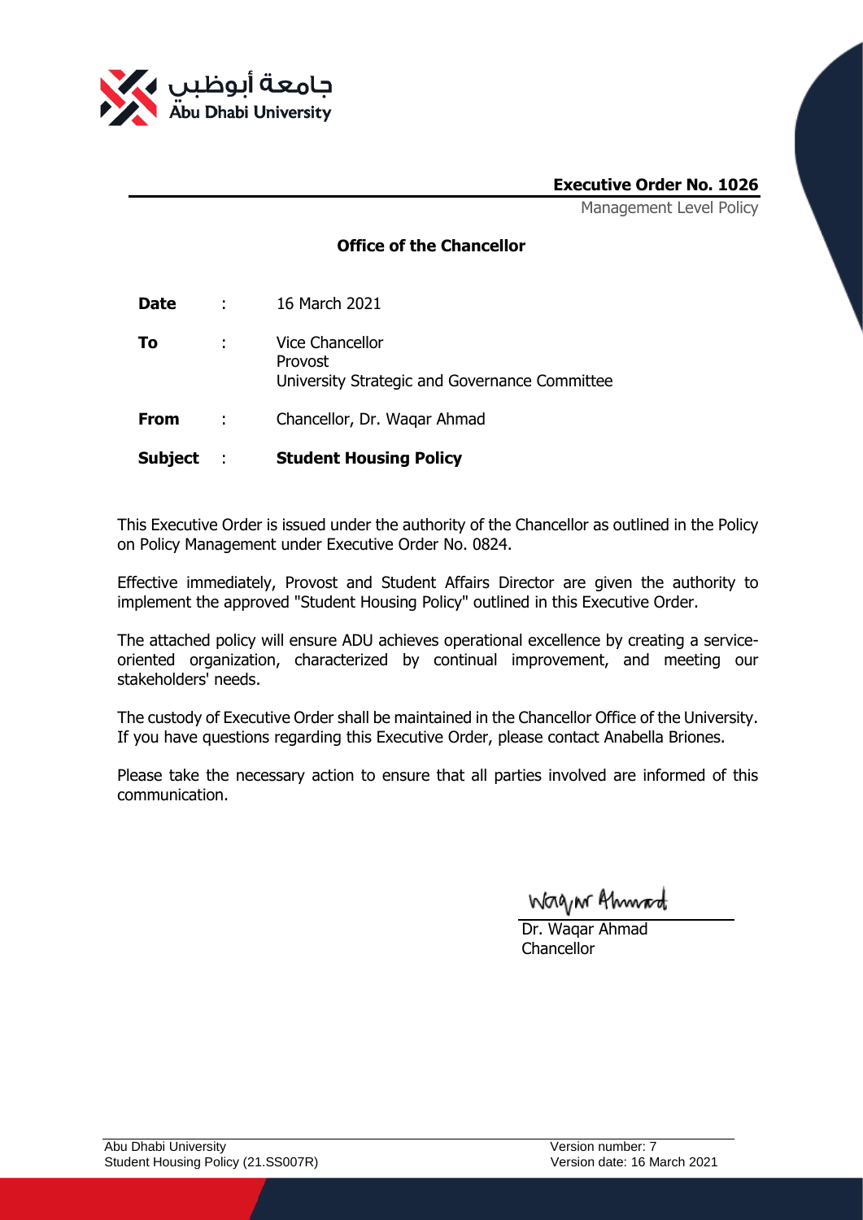**Executive Order No. 1026**

Management Level Policy

**Office of the Chancellor**

| | | |
|---|---|---|
| **Date** | : | 16 March 2021 |
| **To** | : | Vice Chancellor<br>Provost<br>University Strategic and Governance Committee |
| **From** | : | Chancellor, Dr. Waqar Ahmad |
| **Subject** | : | **Student Housing Policy** |

This Executive Order is issued under the authority of the Chancellor as outlined in the Policy on Policy Management under Executive Order No. 0824.

Effective immediately, Provost and Student Affairs Director are given the authority to implement the approved "Student Housing Policy" outlined in this Executive Order.

The attached policy will ensure ADU achieves operational excellence by creating a service-oriented organization, characterized by continual improvement, and meeting our stakeholders' needs.

The custody of Executive Order shall be maintained in the Chancellor Office of the University. If you have questions regarding this Executive Order, please contact Anabella Briones.

Please take the necessary action to ensure that all parties involved are informed of this communication.

Waqar Ahmad

Dr. Waqar Ahmad
Chancellor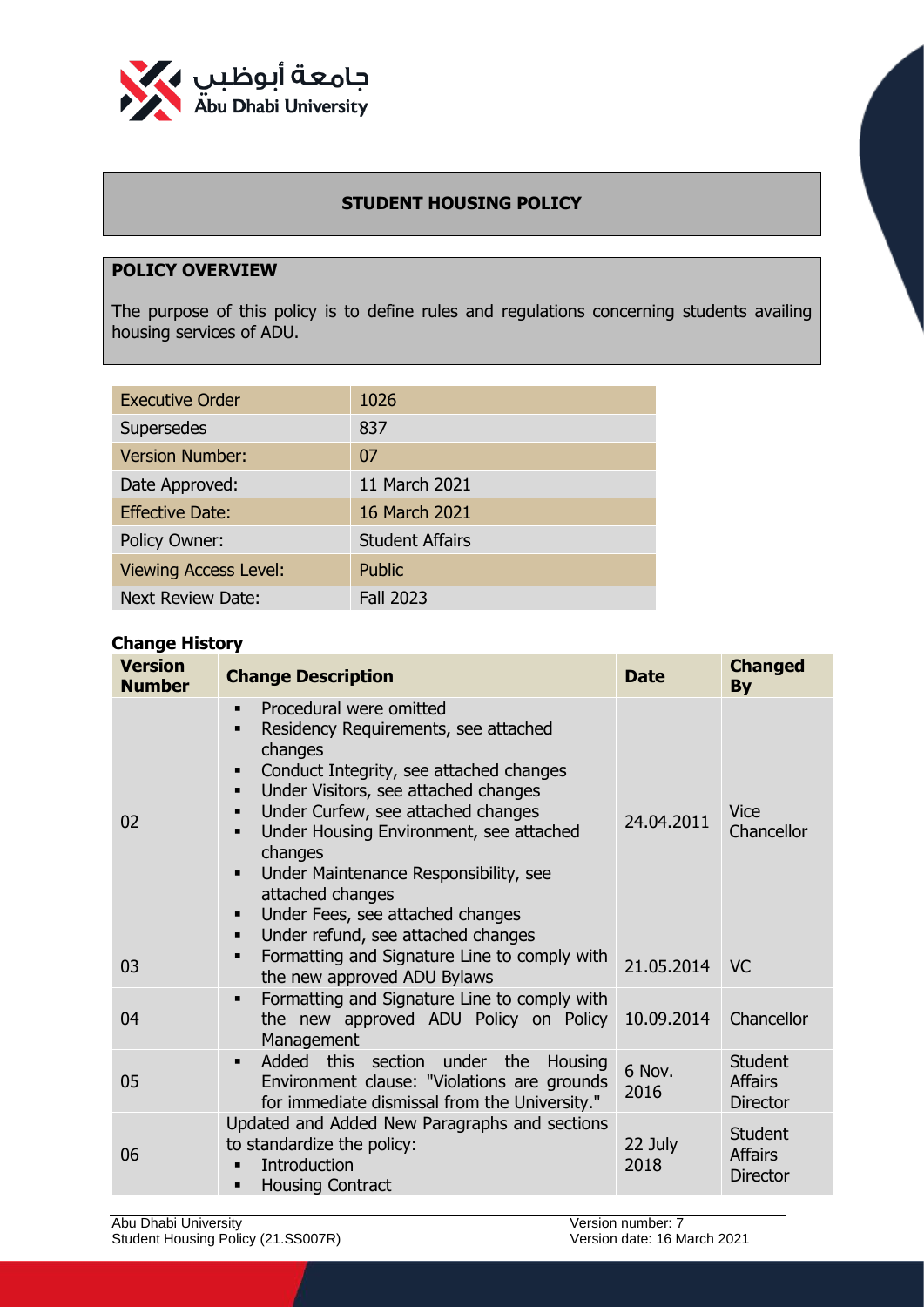**STUDENT HOUSING POLICY**

**POLICY OVERVIEW**

The purpose of this policy is to define rules and regulations concerning students availing housing services of ADU.

| Executive Order | 1026 |
|---|---|
| Supersedes | 837 |
| Version Number: | 07 |
| Date Approved: | 11 March 2021 |
| Effective Date: | 16 March 2021 |
| Policy Owner: | Student Affairs |
| Viewing Access Level: | Public |
| Next Review Date: | Fall 2023 |

**Change History**

| Version Number | Change Description | Date | Changed By |
|---|---|---|---|
| 02 | ▪ Procedural were omitted<br>▪ Residency Requirements, see attached changes<br>▪ Conduct Integrity, see attached changes<br>▪ Under Visitors, see attached changes<br>▪ Under Curfew, see attached changes<br>▪ Under Housing Environment, see attached changes<br>▪ Under Maintenance Responsibility, see attached changes<br>▪ Under Fees, see attached changes<br>▪ Under refund, see attached changes | 24.04.2011 | Vice Chancellor |
| 03 | ▪ Formatting and Signature Line to comply with the new approved ADU Bylaws | 21.05.2014 | VC |
| 04 | ▪ Formatting and Signature Line to comply with the new approved ADU Policy on Policy Management | 10.09.2014 | Chancellor |
| 05 | ▪ Added this section under the Housing Environment clause: "Violations are grounds for immediate dismissal from the University." | 6 Nov. 2016 | Student Affairs Director |
| 06 | Updated and Added New Paragraphs and sections to standardize the policy:<br>▪ Introduction<br>▪ Housing Contract | 22 July 2018 | Student Affairs Director |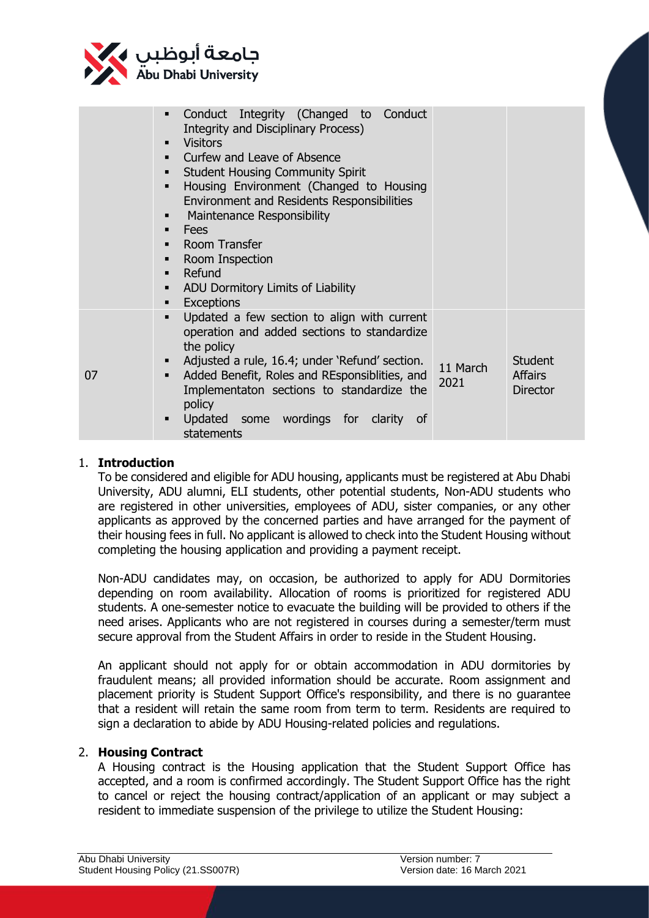| | | | |
|---|---|---|---|
| | ▪ Conduct Integrity (Changed to Conduct Integrity and Disciplinary Process)<br>▪ Visitors<br>▪ Curfew and Leave of Absence<br>▪ Student Housing Community Spirit<br>▪ Housing Environment (Changed to Housing Environment and Residents Responsibilities<br>▪ Maintenance Responsibility<br>▪ Fees<br>▪ Room Transfer<br>▪ Room Inspection<br>▪ Refund<br>▪ ADU Dormitory Limits of Liability<br>▪ Exceptions | | |
| 07 | ▪ Updated a few section to align with current operation and added sections to standardize the policy<br>▪ Adjusted a rule, 16.4; under 'Refund' section.<br>▪ Added Benefit, Roles and REsponsiblities, and Implementaton sections to standardize the policy<br>▪ Updated some wordings for clarity of statements | 11 March 2021 | Student Affairs Director |

1. **Introduction**

   To be considered and eligible for ADU housing, applicants must be registered at Abu Dhabi University, ADU alumni, ELI students, other potential students, Non-ADU students who are registered in other universities, employees of ADU, sister companies, or any other applicants as approved by the concerned parties and have arranged for the payment of their housing fees in full. No applicant is allowed to check into the Student Housing without completing the housing application and providing a payment receipt.

   Non-ADU candidates may, on occasion, be authorized to apply for ADU Dormitories depending on room availability. Allocation of rooms is prioritized for registered ADU students. A one-semester notice to evacuate the building will be provided to others if the need arises. Applicants who are not registered in courses during a semester/term must secure approval from the Student Affairs in order to reside in the Student Housing.

   An applicant should not apply for or obtain accommodation in ADU dormitories by fraudulent means; all provided information should be accurate. Room assignment and placement priority is Student Support Office's responsibility, and there is no guarantee that a resident will retain the same room from term to term. Residents are required to sign a declaration to abide by ADU Housing-related policies and regulations.

2. **Housing Contract**

   A Housing contract is the Housing application that the Student Support Office has accepted, and a room is confirmed accordingly. The Student Support Office has the right to cancel or reject the housing contract/application of an applicant or may subject a resident to immediate suspension of the privilege to utilize the Student Housing: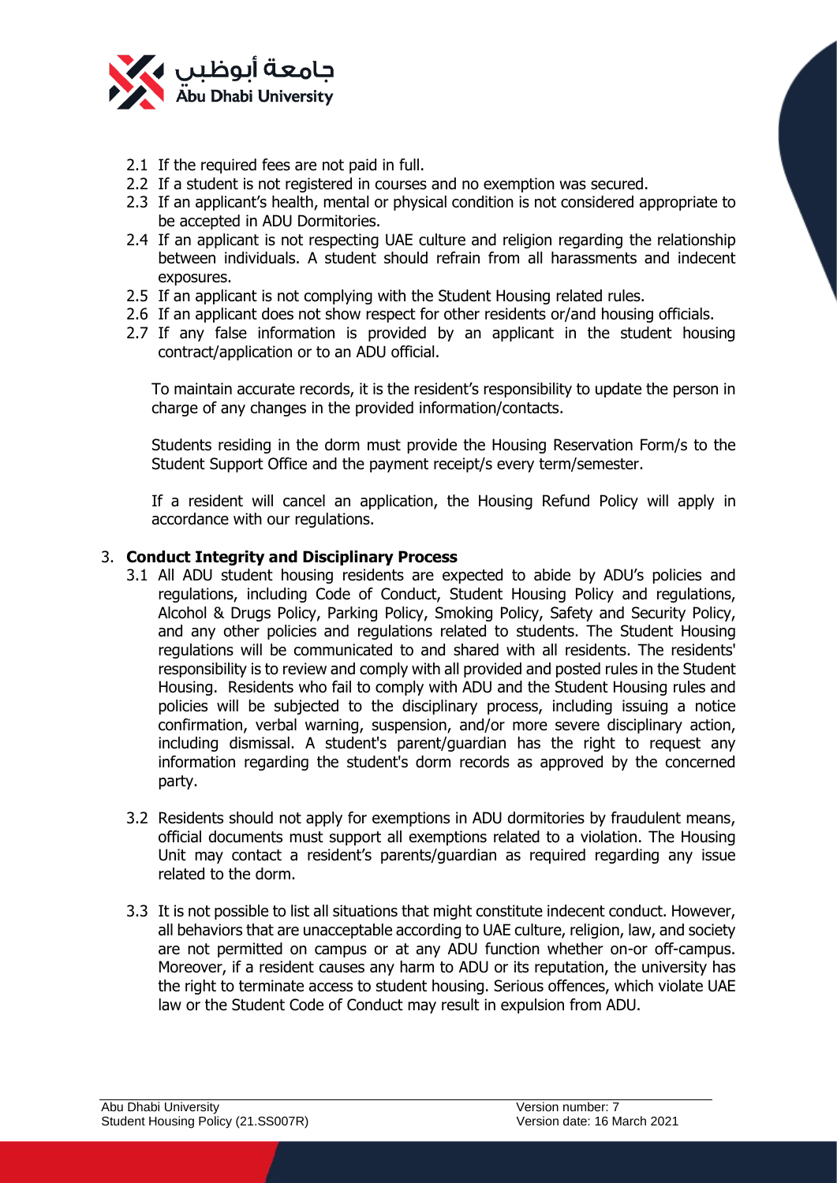2.1 If the required fees are not paid in full.
2.2 If a student is not registered in courses and no exemption was secured.
2.3 If an applicant's health, mental or physical condition is not considered appropriate to be accepted in ADU Dormitories.
2.4 If an applicant is not respecting UAE culture and religion regarding the relationship between individuals. A student should refrain from all harassments and indecent exposures.
2.5 If an applicant is not complying with the Student Housing related rules.
2.6 If an applicant does not show respect for other residents or/and housing officials.
2.7 If any false information is provided by an applicant in the student housing contract/application or to an ADU official.

To maintain accurate records, it is the resident's responsibility to update the person in charge of any changes in the provided information/contacts.

Students residing in the dorm must provide the Housing Reservation Form/s to the Student Support Office and the payment receipt/s every term/semester.

If a resident will cancel an application, the Housing Refund Policy will apply in accordance with our regulations.

3. **Conduct Integrity and Disciplinary Process**

3.1 All ADU student housing residents are expected to abide by ADU's policies and regulations, including Code of Conduct, Student Housing Policy and regulations, Alcohol & Drugs Policy, Parking Policy, Smoking Policy, Safety and Security Policy, and any other policies and regulations related to students. The Student Housing regulations will be communicated to and shared with all residents. The residents' responsibility is to review and comply with all provided and posted rules in the Student Housing. Residents who fail to comply with ADU and the Student Housing rules and policies will be subjected to the disciplinary process, including issuing a notice confirmation, verbal warning, suspension, and/or more severe disciplinary action, including dismissal. A student's parent/guardian has the right to request any information regarding the student's dorm records as approved by the concerned party.

3.2 Residents should not apply for exemptions in ADU dormitories by fraudulent means, official documents must support all exemptions related to a violation. The Housing Unit may contact a resident's parents/guardian as required regarding any issue related to the dorm.

3.3 It is not possible to list all situations that might constitute indecent conduct. However, all behaviors that are unacceptable according to UAE culture, religion, law, and society are not permitted on campus or at any ADU function whether on-or off-campus. Moreover, if a resident causes any harm to ADU or its reputation, the university has the right to terminate access to student housing. Serious offences, which violate UAE law or the Student Code of Conduct may result in expulsion from ADU.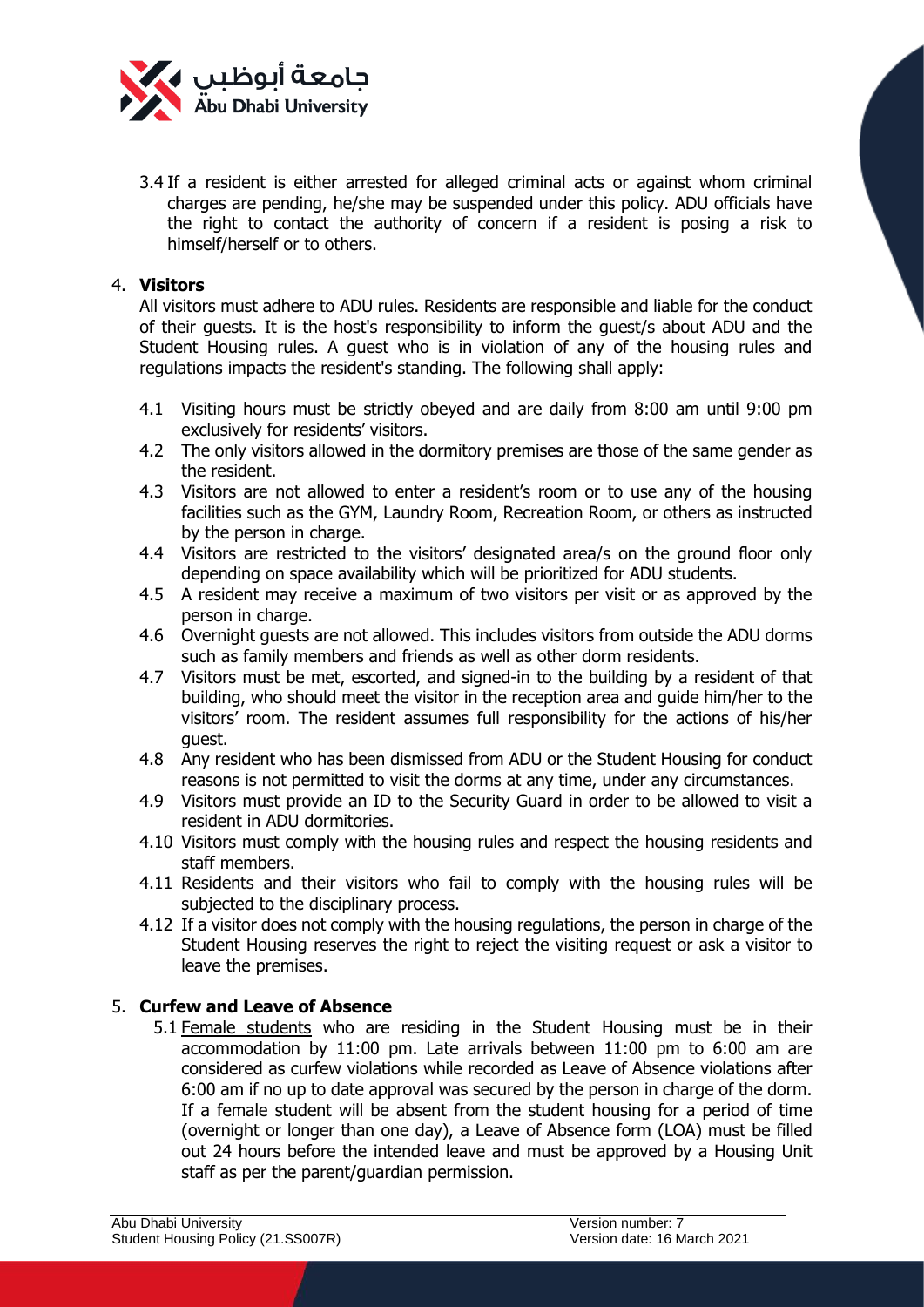3.4 If a resident is either arrested for alleged criminal acts or against whom criminal charges are pending, he/she may be suspended under this policy. ADU officials have the right to contact the authority of concern if a resident is posing a risk to himself/herself or to others.

4. **Visitors**

All visitors must adhere to ADU rules. Residents are responsible and liable for the conduct of their guests. It is the host's responsibility to inform the guest/s about ADU and the Student Housing rules. A guest who is in violation of any of the housing rules and regulations impacts the resident's standing. The following shall apply:

- 4.1 Visiting hours must be strictly obeyed and are daily from 8:00 am until 9:00 pm exclusively for residents' visitors.
- 4.2 The only visitors allowed in the dormitory premises are those of the same gender as the resident.
- 4.3 Visitors are not allowed to enter a resident's room or to use any of the housing facilities such as the GYM, Laundry Room, Recreation Room, or others as instructed by the person in charge.
- 4.4 Visitors are restricted to the visitors' designated area/s on the ground floor only depending on space availability which will be prioritized for ADU students.
- 4.5 A resident may receive a maximum of two visitors per visit or as approved by the person in charge.
- 4.6 Overnight guests are not allowed. This includes visitors from outside the ADU dorms such as family members and friends as well as other dorm residents.
- 4.7 Visitors must be met, escorted, and signed-in to the building by a resident of that building, who should meet the visitor in the reception area and guide him/her to the visitors' room. The resident assumes full responsibility for the actions of his/her guest.
- 4.8 Any resident who has been dismissed from ADU or the Student Housing for conduct reasons is not permitted to visit the dorms at any time, under any circumstances.
- 4.9 Visitors must provide an ID to the Security Guard in order to be allowed to visit a resident in ADU dormitories.
- 4.10 Visitors must comply with the housing rules and respect the housing residents and staff members.
- 4.11 Residents and their visitors who fail to comply with the housing rules will be subjected to the disciplinary process.
- 4.12 If a visitor does not comply with the housing regulations, the person in charge of the Student Housing reserves the right to reject the visiting request or ask a visitor to leave the premises.

5. **Curfew and Leave of Absence**

5.1 Female students who are residing in the Student Housing must be in their accommodation by 11:00 pm. Late arrivals between 11:00 pm to 6:00 am are considered as curfew violations while recorded as Leave of Absence violations after 6:00 am if no up to date approval was secured by the person in charge of the dorm. If a female student will be absent from the student housing for a period of time (overnight or longer than one day), a Leave of Absence form (LOA) must be filled out 24 hours before the intended leave and must be approved by a Housing Unit staff as per the parent/guardian permission.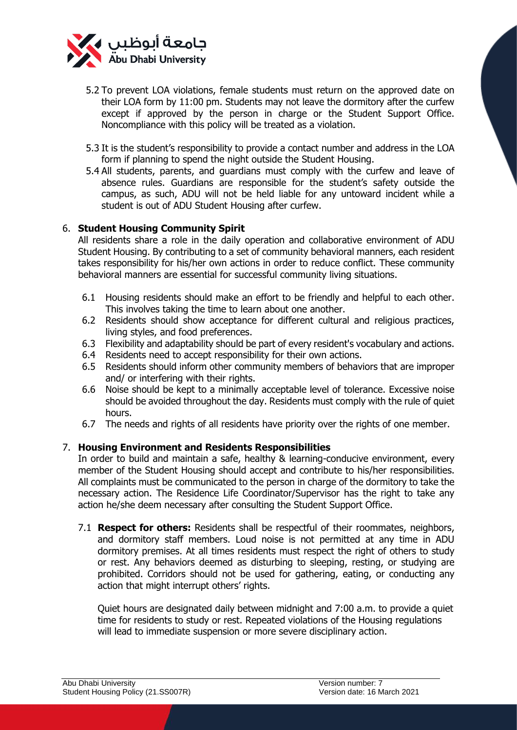5.2 To prevent LOA violations, female students must return on the approved date on their LOA form by 11:00 pm. Students may not leave the dormitory after the curfew except if approved by the person in charge or the Student Support Office. Noncompliance with this policy will be treated as a violation.

5.3 It is the student's responsibility to provide a contact number and address in the LOA form if planning to spend the night outside the Student Housing.

5.4 All students, parents, and guardians must comply with the curfew and leave of absence rules. Guardians are responsible for the student's safety outside the campus, as such, ADU will not be held liable for any untoward incident while a student is out of ADU Student Housing after curfew.

## 6. Student Housing Community Spirit

All residents share a role in the daily operation and collaborative environment of ADU Student Housing. By contributing to a set of community behavioral manners, each resident takes responsibility for his/her own actions in order to reduce conflict. These community behavioral manners are essential for successful community living situations.

6.1 Housing residents should make an effort to be friendly and helpful to each other. This involves taking the time to learn about one another.

6.2 Residents should show acceptance for different cultural and religious practices, living styles, and food preferences.

6.3 Flexibility and adaptability should be part of every resident's vocabulary and actions.

6.4 Residents need to accept responsibility for their own actions.

6.5 Residents should inform other community members of behaviors that are improper and/ or interfering with their rights.

6.6 Noise should be kept to a minimally acceptable level of tolerance. Excessive noise should be avoided throughout the day. Residents must comply with the rule of quiet hours.

6.7 The needs and rights of all residents have priority over the rights of one member.

## 7. Housing Environment and Residents Responsibilities

In order to build and maintain a safe, healthy & learning-conducive environment, every member of the Student Housing should accept and contribute to his/her responsibilities. All complaints must be communicated to the person in charge of the dormitory to take the necessary action. The Residence Life Coordinator/Supervisor has the right to take any action he/she deem necessary after consulting the Student Support Office.

7.1 **Respect for others:** Residents shall be respectful of their roommates, neighbors, and dormitory staff members. Loud noise is not permitted at any time in ADU dormitory premises. At all times residents must respect the right of others to study or rest. Any behaviors deemed as disturbing to sleeping, resting, or studying are prohibited. Corridors should not be used for gathering, eating, or conducting any action that might interrupt others' rights.

Quiet hours are designated daily between midnight and 7:00 a.m. to provide a quiet time for residents to study or rest. Repeated violations of the Housing regulations will lead to immediate suspension or more severe disciplinary action.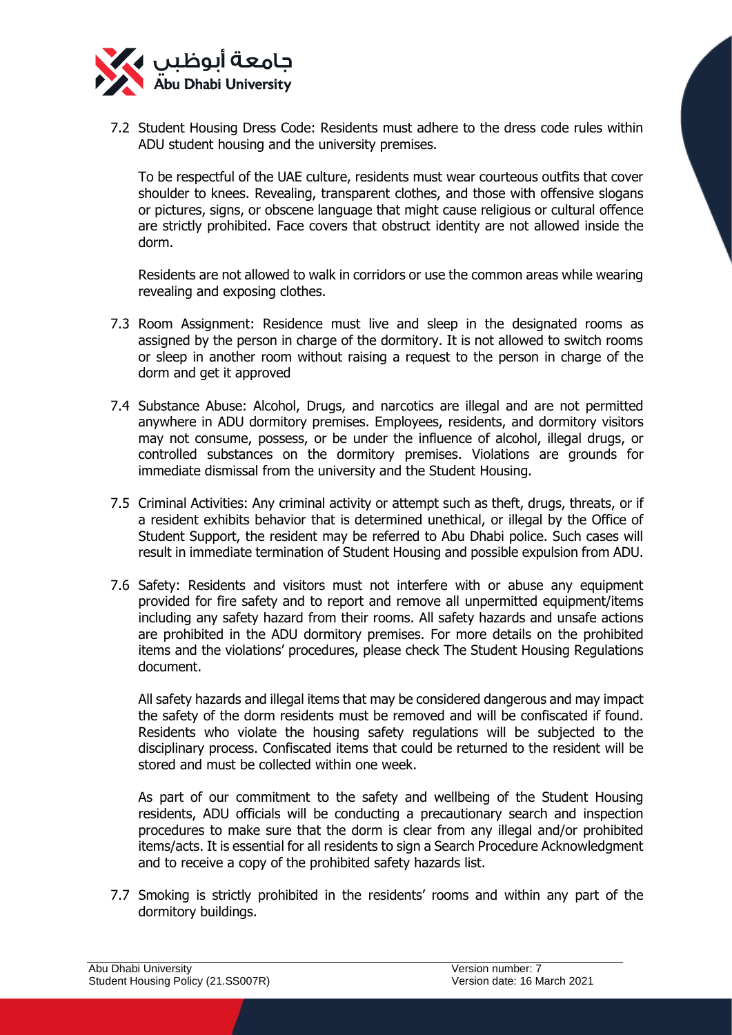7.2 Student Housing Dress Code: Residents must adhere to the dress code rules within ADU student housing and the university premises.

To be respectful of the UAE culture, residents must wear courteous outfits that cover shoulder to knees. Revealing, transparent clothes, and those with offensive slogans or pictures, signs, or obscene language that might cause religious or cultural offence are strictly prohibited. Face covers that obstruct identity are not allowed inside the dorm.

Residents are not allowed to walk in corridors or use the common areas while wearing revealing and exposing clothes.

7.3 Room Assignment: Residence must live and sleep in the designated rooms as assigned by the person in charge of the dormitory. It is not allowed to switch rooms or sleep in another room without raising a request to the person in charge of the dorm and get it approved

7.4 Substance Abuse: Alcohol, Drugs, and narcotics are illegal and are not permitted anywhere in ADU dormitory premises. Employees, residents, and dormitory visitors may not consume, possess, or be under the influence of alcohol, illegal drugs, or controlled substances on the dormitory premises. Violations are grounds for immediate dismissal from the university and the Student Housing.

7.5 Criminal Activities: Any criminal activity or attempt such as theft, drugs, threats, or if a resident exhibits behavior that is determined unethical, or illegal by the Office of Student Support, the resident may be referred to Abu Dhabi police. Such cases will result in immediate termination of Student Housing and possible expulsion from ADU.

7.6 Safety: Residents and visitors must not interfere with or abuse any equipment provided for fire safety and to report and remove all unpermitted equipment/items including any safety hazard from their rooms. All safety hazards and unsafe actions are prohibited in the ADU dormitory premises. For more details on the prohibited items and the violations' procedures, please check The Student Housing Regulations document.

All safety hazards and illegal items that may be considered dangerous and may impact the safety of the dorm residents must be removed and will be confiscated if found. Residents who violate the housing safety regulations will be subjected to the disciplinary process. Confiscated items that could be returned to the resident will be stored and must be collected within one week.

As part of our commitment to the safety and wellbeing of the Student Housing residents, ADU officials will be conducting a precautionary search and inspection procedures to make sure that the dorm is clear from any illegal and/or prohibited items/acts. It is essential for all residents to sign a Search Procedure Acknowledgment and to receive a copy of the prohibited safety hazards list.

7.7 Smoking is strictly prohibited in the residents' rooms and within any part of the dormitory buildings.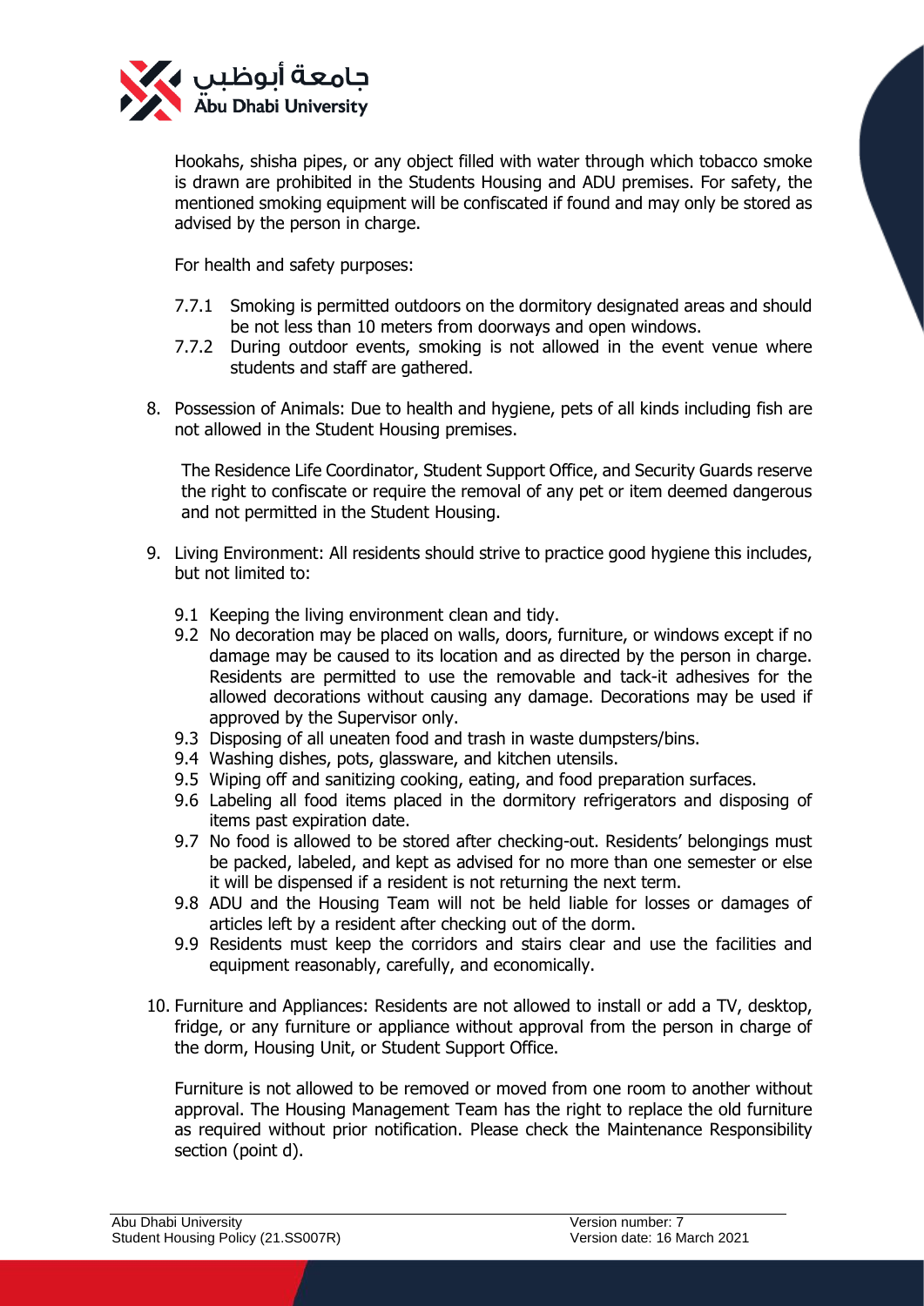Hookahs, shisha pipes, or any object filled with water through which tobacco smoke is drawn are prohibited in the Students Housing and ADU premises. For safety, the mentioned smoking equipment will be confiscated if found and may only be stored as advised by the person in charge.

For health and safety purposes:

7.7.1 Smoking is permitted outdoors on the dormitory designated areas and should be not less than 10 meters from doorways and open windows.

7.7.2 During outdoor events, smoking is not allowed in the event venue where students and staff are gathered.

8. Possession of Animals: Due to health and hygiene, pets of all kinds including fish are not allowed in the Student Housing premises.

   The Residence Life Coordinator, Student Support Office, and Security Guards reserve the right to confiscate or require the removal of any pet or item deemed dangerous and not permitted in the Student Housing.

9. Living Environment: All residents should strive to practice good hygiene this includes, but not limited to:

   9.1 Keeping the living environment clean and tidy.
   
   9.2 No decoration may be placed on walls, doors, furniture, or windows except if no damage may be caused to its location and as directed by the person in charge. Residents are permitted to use the removable and tack-it adhesives for the allowed decorations without causing any damage. Decorations may be used if approved by the Supervisor only.
   
   9.3 Disposing of all uneaten food and trash in waste dumpsters/bins.
   
   9.4 Washing dishes, pots, glassware, and kitchen utensils.
   
   9.5 Wiping off and sanitizing cooking, eating, and food preparation surfaces.
   
   9.6 Labeling all food items placed in the dormitory refrigerators and disposing of items past expiration date.
   
   9.7 No food is allowed to be stored after checking-out. Residents' belongings must be packed, labeled, and kept as advised for no more than one semester or else it will be dispensed if a resident is not returning the next term.
   
   9.8 ADU and the Housing Team will not be held liable for losses or damages of articles left by a resident after checking out of the dorm.
   
   9.9 Residents must keep the corridors and stairs clear and use the facilities and equipment reasonably, carefully, and economically.

10. Furniture and Appliances: Residents are not allowed to install or add a TV, desktop, fridge, or any furniture or appliance without approval from the person in charge of the dorm, Housing Unit, or Student Support Office.

    Furniture is not allowed to be removed or moved from one room to another without approval. The Housing Management Team has the right to replace the old furniture as required without prior notification. Please check the Maintenance Responsibility section (point d).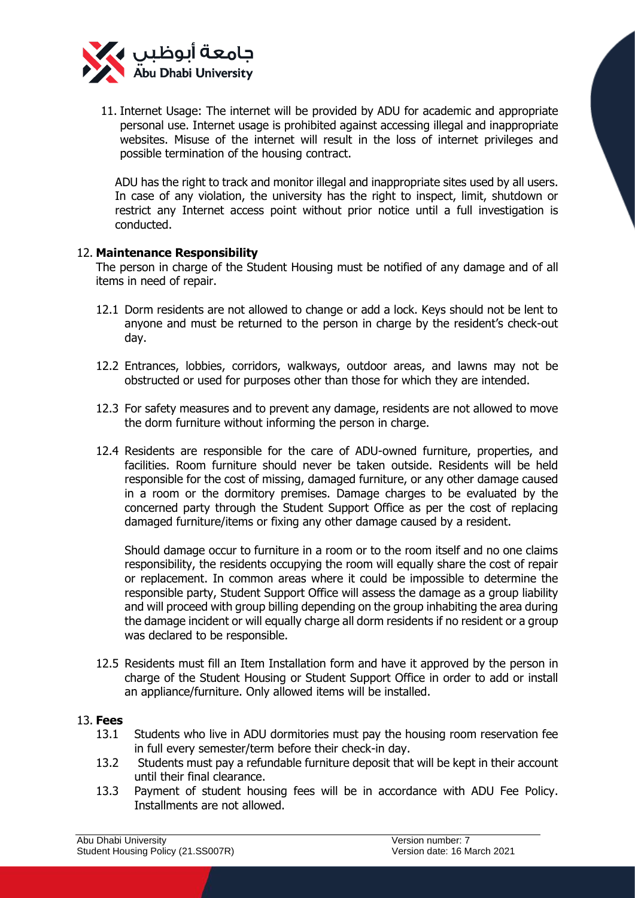11. Internet Usage: The internet will be provided by ADU for academic and appropriate personal use. Internet usage is prohibited against accessing illegal and inappropriate websites. Misuse of the internet will result in the loss of internet privileges and possible termination of the housing contract.

    ADU has the right to track and monitor illegal and inappropriate sites used by all users. In case of any violation, the university has the right to inspect, limit, shutdown or restrict any Internet access point without prior notice until a full investigation is conducted.

12. **Maintenance Responsibility**

    The person in charge of the Student Housing must be notified of any damage and of all items in need of repair.

    12.1 Dorm residents are not allowed to change or add a lock. Keys should not be lent to anyone and must be returned to the person in charge by the resident's check-out day.

    12.2 Entrances, lobbies, corridors, walkways, outdoor areas, and lawns may not be obstructed or used for purposes other than those for which they are intended.

    12.3 For safety measures and to prevent any damage, residents are not allowed to move the dorm furniture without informing the person in charge.

    12.4 Residents are responsible for the care of ADU-owned furniture, properties, and facilities. Room furniture should never be taken outside. Residents will be held responsible for the cost of missing, damaged furniture, or any other damage caused in a room or the dormitory premises. Damage charges to be evaluated by the concerned party through the Student Support Office as per the cost of replacing damaged furniture/items or fixing any other damage caused by a resident.

    Should damage occur to furniture in a room or to the room itself and no one claims responsibility, the residents occupying the room will equally share the cost of repair or replacement. In common areas where it could be impossible to determine the responsible party, Student Support Office will assess the damage as a group liability and will proceed with group billing depending on the group inhabiting the area during the damage incident or will equally charge all dorm residents if no resident or a group was declared to be responsible.

    12.5 Residents must fill an Item Installation form and have it approved by the person in charge of the Student Housing or Student Support Office in order to add or install an appliance/furniture. Only allowed items will be installed.

13. **Fees**

    13.1 Students who live in ADU dormitories must pay the housing room reservation fee in full every semester/term before their check-in day.

    13.2 Students must pay a refundable furniture deposit that will be kept in their account until their final clearance.

    13.3 Payment of student housing fees will be in accordance with ADU Fee Policy. Installments are not allowed.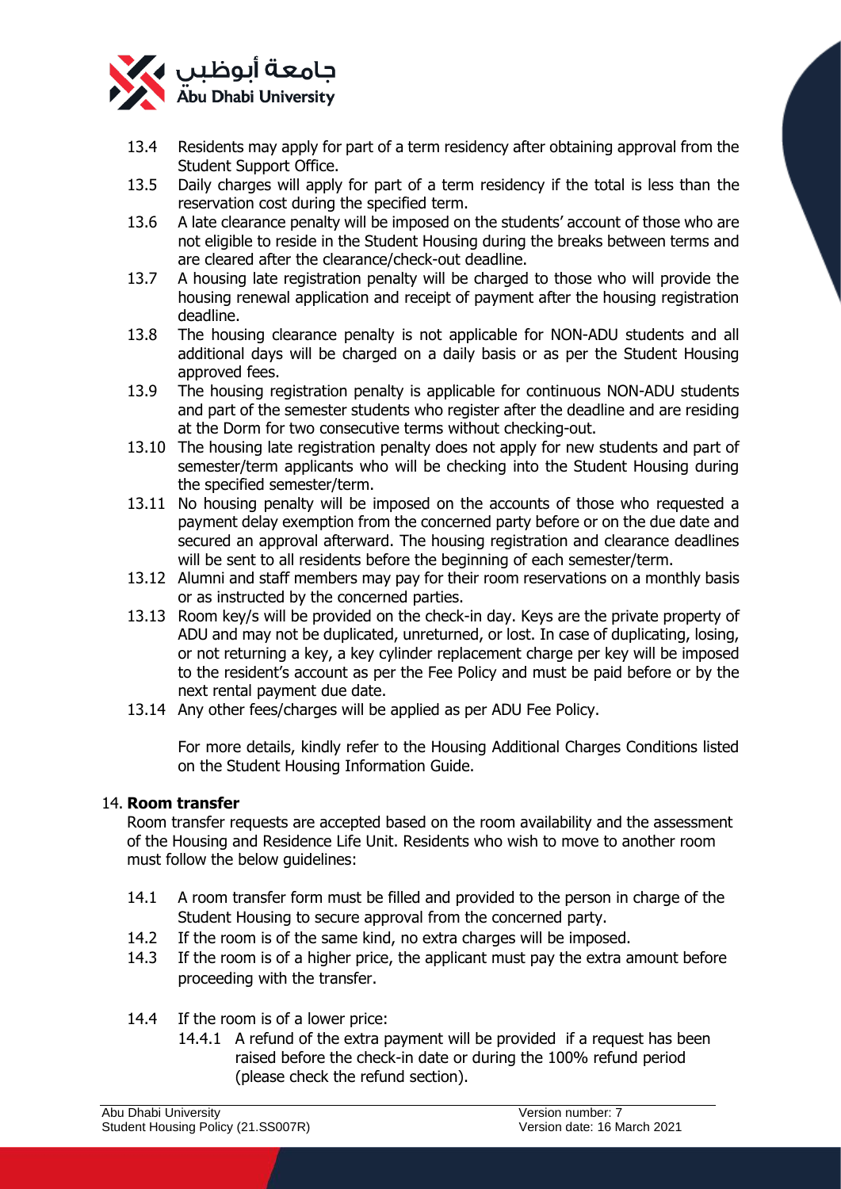13.4 Residents may apply for part of a term residency after obtaining approval from the Student Support Office.

13.5 Daily charges will apply for part of a term residency if the total is less than the reservation cost during the specified term.

13.6 A late clearance penalty will be imposed on the students' account of those who are not eligible to reside in the Student Housing during the breaks between terms and are cleared after the clearance/check-out deadline.

13.7 A housing late registration penalty will be charged to those who will provide the housing renewal application and receipt of payment after the housing registration deadline.

13.8 The housing clearance penalty is not applicable for NON-ADU students and all additional days will be charged on a daily basis or as per the Student Housing approved fees.

13.9 The housing registration penalty is applicable for continuous NON-ADU students and part of the semester students who register after the deadline and are residing at the Dorm for two consecutive terms without checking-out.

13.10 The housing late registration penalty does not apply for new students and part of semester/term applicants who will be checking into the Student Housing during the specified semester/term.

13.11 No housing penalty will be imposed on the accounts of those who requested a payment delay exemption from the concerned party before or on the due date and secured an approval afterward. The housing registration and clearance deadlines will be sent to all residents before the beginning of each semester/term.

13.12 Alumni and staff members may pay for their room reservations on a monthly basis or as instructed by the concerned parties.

13.13 Room key/s will be provided on the check-in day. Keys are the private property of ADU and may not be duplicated, unreturned, or lost. In case of duplicating, losing, or not returning a key, a key cylinder replacement charge per key will be imposed to the resident's account as per the Fee Policy and must be paid before or by the next rental payment due date.

13.14 Any other fees/charges will be applied as per ADU Fee Policy.

For more details, kindly refer to the Housing Additional Charges Conditions listed on the Student Housing Information Guide.

## 14. **Room transfer**

Room transfer requests are accepted based on the room availability and the assessment of the Housing and Residence Life Unit. Residents who wish to move to another room must follow the below guidelines:

14.1 A room transfer form must be filled and provided to the person in charge of the Student Housing to secure approval from the concerned party.

14.2 If the room is of the same kind, no extra charges will be imposed.

14.3 If the room is of a higher price, the applicant must pay the extra amount before proceeding with the transfer.

14.4 If the room is of a lower price:

14.4.1 A refund of the extra payment will be provided if a request has been raised before the check-in date or during the 100% refund period (please check the refund section).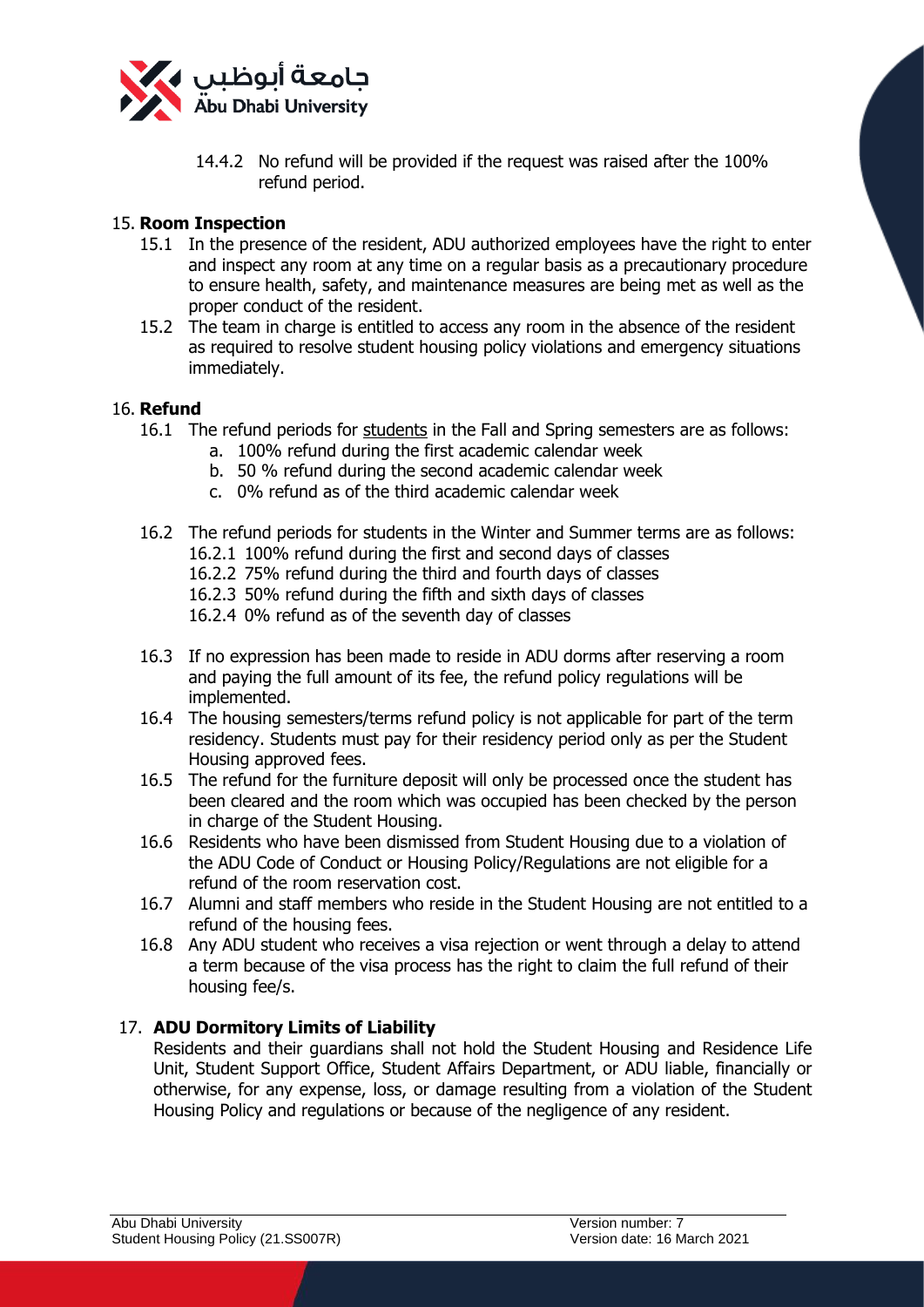14.4.2 No refund will be provided if the request was raised after the 100% refund period.

## 15. **Room Inspection**

15.1 In the presence of the resident, ADU authorized employees have the right to enter and inspect any room at any time on a regular basis as a precautionary procedure to ensure health, safety, and maintenance measures are being met as well as the proper conduct of the resident.

15.2 The team in charge is entitled to access any room in the absence of the resident as required to resolve student housing policy violations and emergency situations immediately.

## 16. **Refund**

16.1 The refund periods for students in the Fall and Spring semesters are as follows:

a. 100% refund during the first academic calendar week
b. 50 % refund during the second academic calendar week
c. 0% refund as of the third academic calendar week

16.2 The refund periods for students in the Winter and Summer terms are as follows:

16.2.1 100% refund during the first and second days of classes
16.2.2 75% refund during the third and fourth days of classes
16.2.3 50% refund during the fifth and sixth days of classes
16.2.4 0% refund as of the seventh day of classes

16.3 If no expression has been made to reside in ADU dorms after reserving a room and paying the full amount of its fee, the refund policy regulations will be implemented.

16.4 The housing semesters/terms refund policy is not applicable for part of the term residency. Students must pay for their residency period only as per the Student Housing approved fees.

16.5 The refund for the furniture deposit will only be processed once the student has been cleared and the room which was occupied has been checked by the person in charge of the Student Housing.

16.6 Residents who have been dismissed from Student Housing due to a violation of the ADU Code of Conduct or Housing Policy/Regulations are not eligible for a refund of the room reservation cost.

16.7 Alumni and staff members who reside in the Student Housing are not entitled to a refund of the housing fees.

16.8 Any ADU student who receives a visa rejection or went through a delay to attend a term because of the visa process has the right to claim the full refund of their housing fee/s.

## 17. **ADU Dormitory Limits of Liability**

Residents and their guardians shall not hold the Student Housing and Residence Life Unit, Student Support Office, Student Affairs Department, or ADU liable, financially or otherwise, for any expense, loss, or damage resulting from a violation of the Student Housing Policy and regulations or because of the negligence of any resident.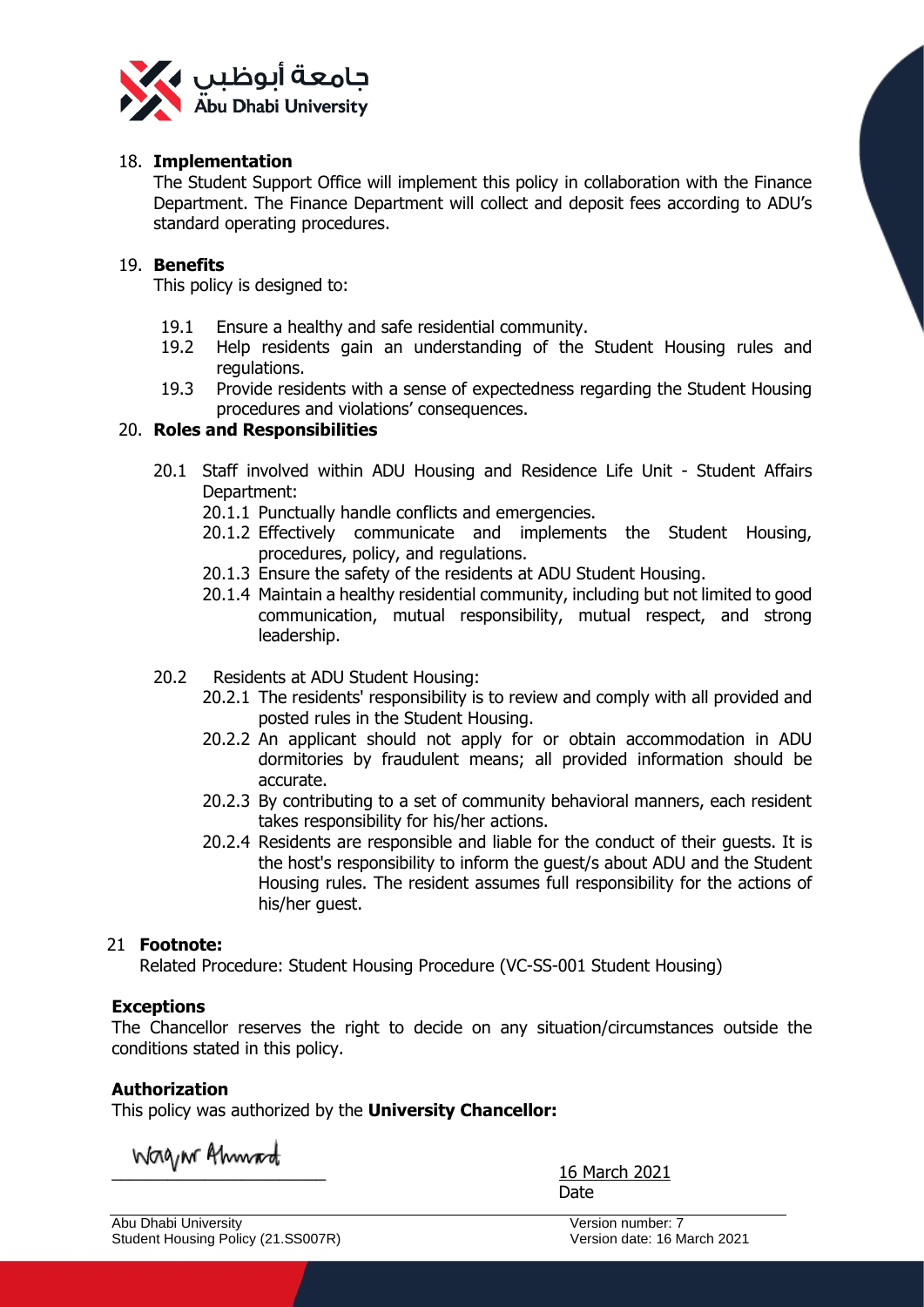## 18. **Implementation**

The Student Support Office will implement this policy in collaboration with the Finance Department. The Finance Department will collect and deposit fees according to ADU's standard operating procedures.

## 19. **Benefits**

This policy is designed to:

19.1 Ensure a healthy and safe residential community.

19.2 Help residents gain an understanding of the Student Housing rules and regulations.

19.3 Provide residents with a sense of expectedness regarding the Student Housing procedures and violations' consequences.

## 20. **Roles and Responsibilities**

20.1 Staff involved within ADU Housing and Residence Life Unit - Student Affairs Department:

20.1.1 Punctually handle conflicts and emergencies.

20.1.2 Effectively communicate and implements the Student Housing, procedures, policy, and regulations.

20.1.3 Ensure the safety of the residents at ADU Student Housing.

20.1.4 Maintain a healthy residential community, including but not limited to good communication, mutual responsibility, mutual respect, and strong leadership.

20.2 Residents at ADU Student Housing:

20.2.1 The residents' responsibility is to review and comply with all provided and posted rules in the Student Housing.

20.2.2 An applicant should not apply for or obtain accommodation in ADU dormitories by fraudulent means; all provided information should be accurate.

20.2.3 By contributing to a set of community behavioral manners, each resident takes responsibility for his/her actions.

20.2.4 Residents are responsible and liable for the conduct of their guests. It is the host's responsibility to inform the guest/s about ADU and the Student Housing rules. The resident assumes full responsibility for the actions of his/her guest.

## 21 **Footnote:**

Related Procedure: Student Housing Procedure (VC-SS-001 Student Housing)

### **Exceptions**

The Chancellor reserves the right to decide on any situation/circumstances outside the conditions stated in this policy.

### **Authorization**

This policy was authorized by the **University Chancellor:**

Waqar Ahmad

16 March 2021

Date